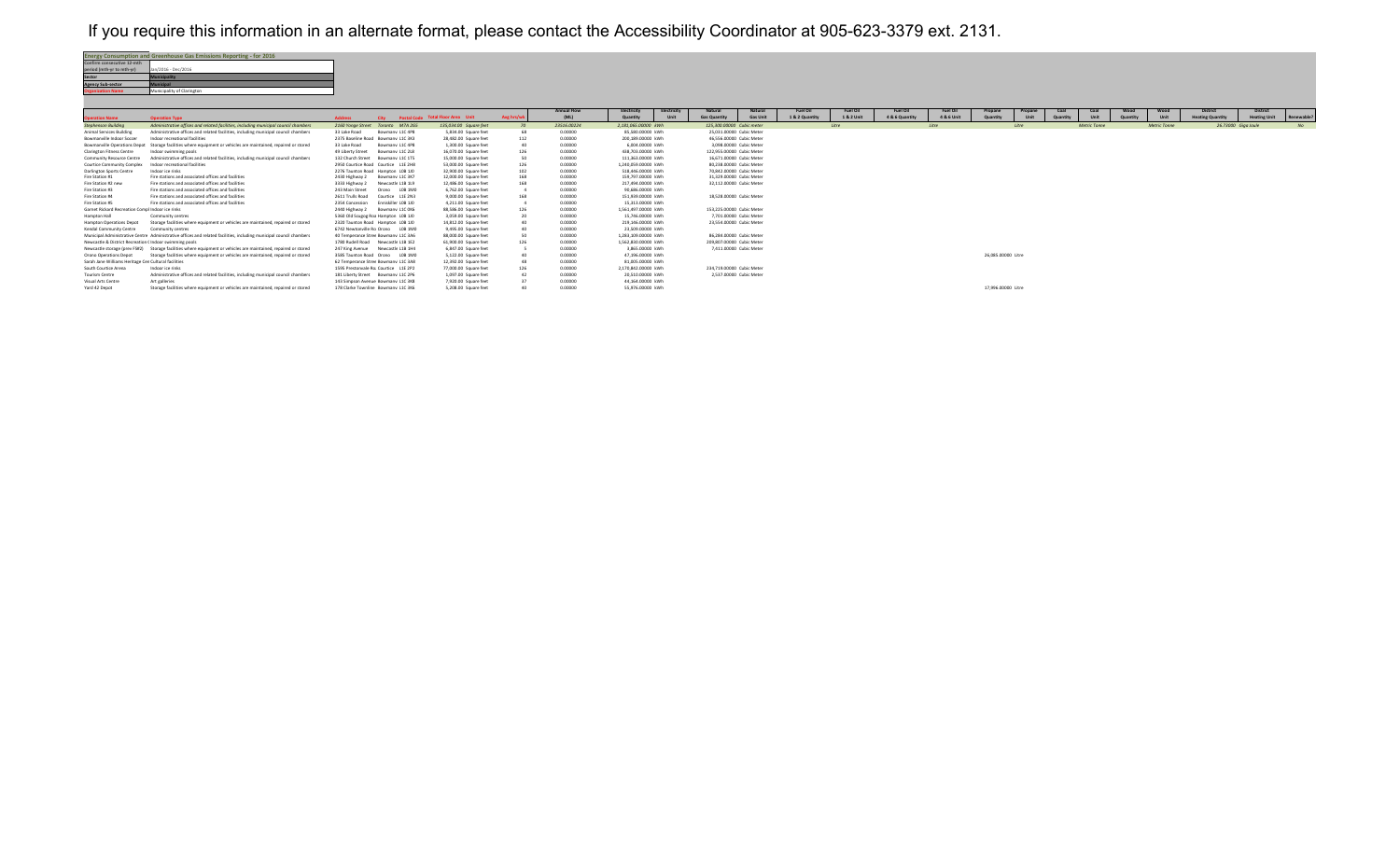If you require this information in an alternate format, please contact the Accessibility Coordinator at 905-623-3379 ext. 2131.

| Energy Consumption and Greenhouse Gas Emissions Reporting - for 2016 | |
|---|---|
| Confirm consecutive 12-mth period (mth-yr to mth-yr) | Jan/2016 - Dec/2016 |
| Sector | Municipality |
| Agency sub-sector | Municipal |
| Organization Name | Municipality of Clarington |

| Operation Name | Operation Type | Address | City | Postal Code | Total Floor Area | Unit | Avg hrs/wk | Annual Flow (ML) | Electricity Quantity | Electricity Unit | Natural Gas Quantity | Natural Gas Unit | Fuel Oil 1 & 2 Quantity | Fuel Oil 1 & 2 Unit | Fuel Oil 4 & 6 Quantity | Fuel Oil 4 & 6 Unit | Propane Quantity | Propane Unit | Coal Quantity | Coal Unit | Wood Quantity | Wood Unit | District Heating Quantity | District Heating Unit | Renewable? |
|---|---|---|---|---|---|---|---|---|---|---|---|---|---|---|---|---|---|---|---|---|---|---|---|---|---|
| Stephenson Building | Administrative offices and related facilities, including municipal council chambers | 2160 Yonge Street | Toronto | M7A 2G5 | 135,634.00 | Square feet | 70 | 23516.00324 | 2,181,960.00000 | kWh | 125,300.00000 | Cubic meter | | Litre | | Litre | | Litre | | Metric Tonne | | Metric Tonne | 26.72000 | Giga Joule | No |
| Animal Services Building | Administrative offices and related facilities, including municipal council chambers | 33 Lake Road | Bowmanv | L1C 4P8 | 5,834.00 | Square feet | 68 | 0.00000 | 85,580.00000 | kWh | 25,031.00000 | Cubic Meter | | | | | | | | | | | | | |
| Bowmanville Indoor Soccer | Indoor recreational facilities | 2375 Baseline Road | Bowmanv | L1C 3K3 | 28,482.00 | Square feet | 112 | 0.00000 | 200,389.00000 | kWh | 46,556.00000 | Cubic Meter | | | | | | | | | | | | | |
| Bowmanville Operations Depot | Storage facilities where equipment or vehicles are maintained, repaired or stored | 33 Lake Road | Bowmanv | L1C 4P8 | 5,300.00 | Square feet | 40 | 0.00000 | 6,804.00000 | kWh | 3,098.00000 | Cubic Meter | | | | | | | | | | | | | |
| Clarington Fitness Centre | Indoor swimming pools | 49 Liberty Street | Bowmanv | L1C 2L8 | 16,070.00 | Square feet | 126 | 0.00000 | 458,703.00000 | kWh | 122,955.00000 | Cubic Meter | | | | | | | | | | | | | |
| Community Resource Centre | Administrative offices and related facilities, including municipal council chambers | 132 Church Street | Bowmanv | L1C 1T5 | 15,000.00 | Square feet | 50 | 0.00000 | 111,363.00000 | kWh | 16,671.00000 | Cubic Meter | | | | | | | | | | | | | |
| Courtice Community Complex | Indoor recreational facilities | 2950 Courtice Road | Courtice | L1E 2H8 | 53,000.00 | Square feet | 126 | 0.00000 | 1,240,059.00000 | kWh | 80,238.00000 | Cubic Meter | | | | | | | | | | | | | |
| Darlington Sports Centre | Indoor ice rinks | 2276 Taunton Road | Hampton | L0B 1J0 | 32,900.00 | Square feet | 102 | 0.00000 | 518,466.00000 | kWh | 70,842.00000 | Cubic Meter | | | | | | | | | | | | | |
| Fire Station #1 | Fire stations and associated offices and facilities | 2430 Highway 2 | Bowmanv | L1C 3K7 | 12,000.00 | Square feet | 168 | 0.00000 | 159,797.00000 | kWh | 31,329.00000 | Cubic Meter | | | | | | | | | | | | | |
| Fire Station #2 new | Fire stations and associated offices and facilities | 3333 Highway 2 | Newcastle | L1B 1L9 | 12,486.00 | Square feet | 168 | 0.00000 | 217,494.00000 | kWh | 32,112.00000 | Cubic Meter | | | | | | | | | | | | | |
| Fire Station #3 | Fire stations and associated offices and facilities | 242 Main Street | Orono | L0B 1M0 | 6,762.00 | Square feet | 8 | 0.00000 | 90,686.00000 | kWh | | | | | | | | | | | | | | | |
| Fire Station #4 | Fire stations and associated offices and facilities | 2611 Trulls Road | Courtice | L1E 2N3 | 9,000.00 | Square feet | 168 | 0.00000 | 151,939.00000 | kWh | 18,528.00000 | Cubic Meter | | | | | | | | | | | | | |
| Fire Station #5 | Fire stations and associated offices and facilities | 2354 Concession | Enniskiller | L0B 1J0 | 4,211.00 | Square feet | 8 | 0.00000 | 15,313.00000 | kWh | | | | | | | | | | | | | | | |
| Garnet Rickard Recreation Compl | Indoor ice rinks | 2440 Highway 2 | Bowmanv | L1C 3K6 | 88,586.00 | Square feet | 126 | 0.00000 | 1,561,497.00000 | kWh | 153,225.00000 | Cubic Meter | | | | | | | | | | | | | |
| Hampton Hall | Community centres | 5360 Old Scugog Roa | Hampton | L0B 1J0 | 3,059.00 | Square feet | 20 | 0.00000 | 15,746.00000 | kWh | 7,701.00000 | Cubic Meter | | | | | | | | | | | | | |
| Hampton Operations Depot | Storage facilities where equipment or vehicles are maintained, repaired or stored | 2320 Taunton Road | Hampton | L0B 1J0 | 13,812.00 | Square feet | 40 | 0.00000 | 219,346.00000 | kWh | 23,554.00000 | Cubic Meter | | | | | | | | | | | | | |
| Kendal Community Centre | Community centres | 6742 Newtonville Ro | Orono | L0B 1M0 | 9,495.00 | Square feet | 40 | 0.00000 | 23,509.00000 | kWh | | | | | | | | | | | | | | | |
| Municipal Administrative Centre | Administrative offices and related facilities, including municipal council chambers | 40 Temperance Stree | Bowmanv | L1C 3A6 | 88,000.00 | Square feet | 50 | 0.00000 | 1,283,109.00000 | kWh | 86,284.00000 | Cubic Meter | | | | | | | | | | | | | |
| Newcastle & District Recreation C | Indoor swimming pools | 1780 Rudell Road | Newcastle | L1B 1E2 | 61,900.00 | Square feet | 126 | 0.00000 | 1,562,820.00000 | kWh | 209,807.00000 | Cubic Meter | | | | | | | | | | | | | |
| Newcastle storage (prev FS#2) | Storage facilities where equipment or vehicles are maintained, repaired or stored | 247 King Avenue | Newcastle | L1B 1H4 | 6,847.00 | Square feet | 5 | 0.00000 | 3,865.00000 | kWh | 7,411.00000 | Cubic Meter | | | | | | | | | | | | | |
| Orono Operations Depot | Storage facilities where equipment or vehicles are maintained, repaired or stored | 3585 Taunton Road | Orono | L0B 1M0 | 5,122.00 | Square feet | 40 | 0.00000 | 47,196.00000 | kWh | | | | | | | 26,085.00000 | Litre | | | | | | | |
| Sarah Jane Williams Heritage Cen | Cultural facilities | 62 Temperance Stree | Bowmanv | L1C 3A6 | 12,492.00 | Square feet | 48 | 0.00000 | 91,805.00000 | kWh | | | | | | | | | | | | | | | |
| South Courtice Arena | Indoor ice rinks | 1595 Prestonvale Ro | Courtice | L1E 2P2 | 77,000.00 | Square feet | 126 | 0.00000 | 2,170,842.00000 | kWh | 234,719.00000 | Cubic Meter | | | | | | | | | | | | | |
| Tourism Centre | Administrative offices and related facilities, including municipal council chambers | 181 Liberty Street | Bowmanv | L1C 2P6 | 1,097.00 | Square feet | 42 | 0.00000 | 20,510.00000 | kWh | 2,537.00000 | Cubic Meter | | | | | | | | | | | | | |
| Visual Arts Centre | Art galleries | 143 Simpson Avenue | Bowmanv | L1C 3K8 | 7,920.00 | Square feet | 37 | 0.00000 | 44,364.00000 | kWh | | | | | | | | | | | | | | | |
| Yard 42 Depot | Storage facilities where equipment or vehicles are maintained, repaired or stored | 178 Clarke Townline | Bowmanv | L1C 3K6 | 5,208.00 | Square feet | 40 | 0.00000 | 55,976.00000 | kWh | | | | | | | 17,996.00000 | Litre | | | | | | | |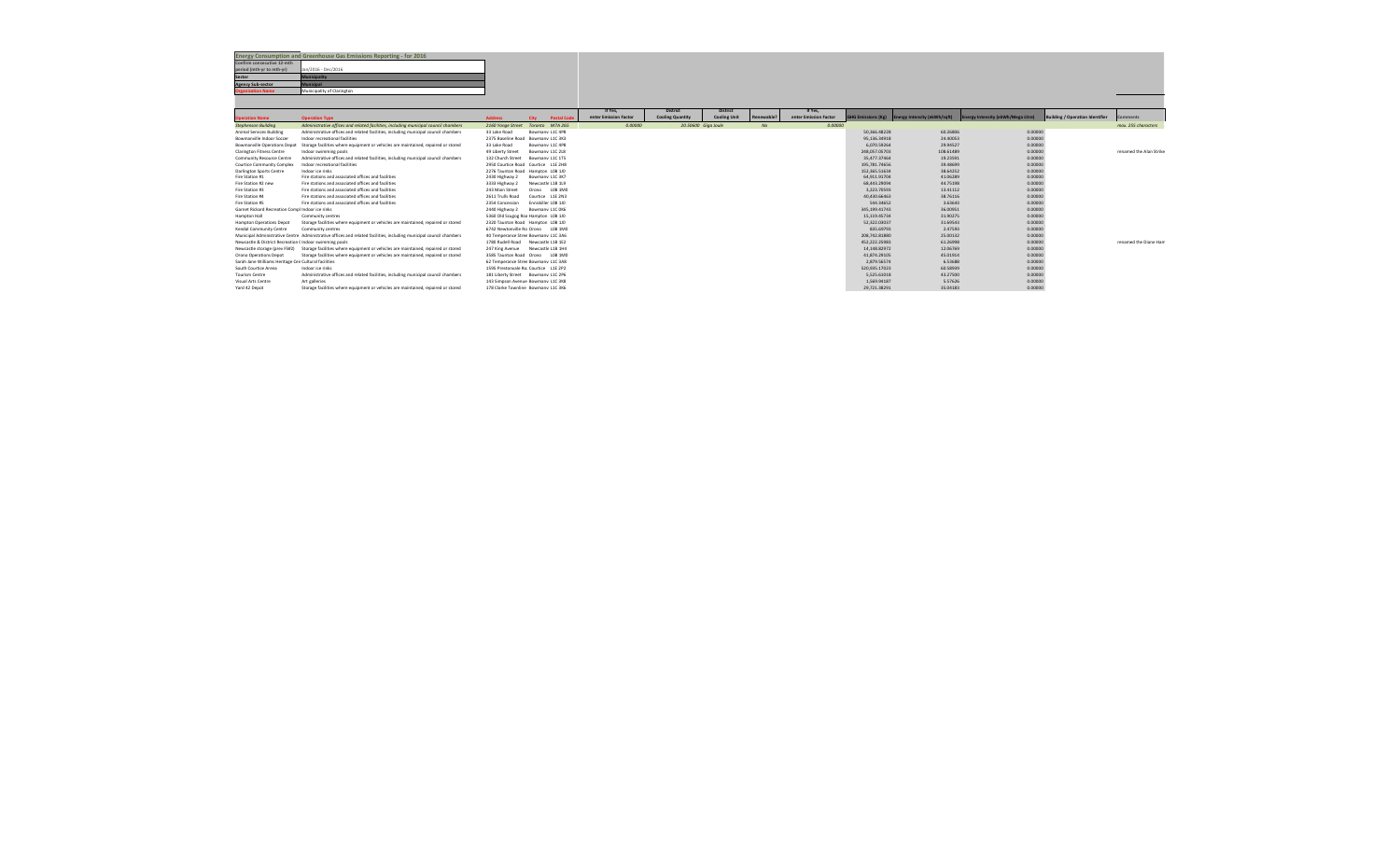**Energy Consumption and Greenhouse Gas Emissions Reporting - for 2016**

| | |
|---|---|
| Confirm consecutive 12-mth period (mth-yr to mth-yr) | Jan/2016 - Dec/2016 |
| Sector | Municipality |
| Agency Sub-sector | Municipal |
| Organization Name | Municipality of Clarington |

| Operation Name | Operation Type | Address | City | Postal Code | If Yes, enter Emission Factor | District Cooling Quantity | District Cooling Unit | Renewable? | If Yes, enter Emission Factor | GHG Emissions (Kg) | Energy Intensity (ekWh/sqft) | Energy Intensity (ekWh/Mega Litre) | Building / Operation Identifier | Comments |
|---|---|---|---|---|---|---|---|---|---|---|---|---|---|---|
| *Stephenson Building* | *Administrative offices and related facilities, including municipal council chambers* | *2300 Yonge Street* | *Toronto* | *M7A 2G5* | *0.00000* | *20.50600* | *Giga Joule* | *No* | *0.00000* | | | | | *max. 255 characters* |
| Animal Services Building | Administrative offices and related facilities, including municipal council chambers | 33 Lake Road | Bowmanville | L1C 4P8 | | | | | | 50,366.48228 | 68.26806 | 0.00000 | | |
| Bowmanville Indoor Soccer | Indoor recreational facilities | 2375 Baseline Road | Bowmanville | L1C 3K3 | | | | | | 95,136.34918 | 24.40053 | 0.00000 | | |
| Bowmanville Operations Depot | Storage facilities where equipment or vehicles are maintained, repaired or stored | 33 Lake Road | Bowmanville | L1C 4P8 | | | | | | 6,070.59264 | 28.94527 | 0.00000 | | |
| Clarington Fitness Centre | Indoor swimming pools | 49 Liberty Street | Bowmanville | L1C 2L8 | | | | | | 248,057.05703 | 108.61489 | 0.00000 | | renamed the Alan Strike |
| Community Resource Centre | Administrative offices and related facilities, including municipal council chambers | 132 Church Street | Bowmanville | L1C 1T5 | | | | | | 35,477.37464 | 19.23591 | 0.00000 | | |
| Courtice Community Complex | Indoor recreational facilities | 2950 Courtice Road | Courtice | L1E 2H8 | | | | | | 395,781.74656 | 39.48699 | 0.00000 | | |
| Darlington Sports Centre | Indoor ice rinks | 2276 Taunton Road | Hampton | L0B 1J0 | | | | | | 152,365.51634 | 38.64252 | 0.00000 | | |
| Fire Station #1 | Fire stations and associated offices and facilities | 2430 Highway 2 | Bowmanville | L1C 3K7 | | | | | | 64,951.91704 | 41.06289 | 0.00000 | | |
| Fire Station #2 new | Fire stations and associated offices and facilities | 3333 Highway 2 | Newcastle | L1B 1L9 | | | | | | 68,445.29094 | 44.75398 | 0.00000 | | |
| Fire Station #3 | Fire stations and associated offices and facilities | 243 Main Street | Orono | L0B 1M0 | | | | | | 3,223.70593 | 14.41112 | 0.00000 | | |
| Fire Station #4 | Fire stations and associated offices and facilities | 2611 Trulls Road | Courtice | L1E 2N3 | | | | | | 40,430.66463 | 38.76116 | 0.00000 | | |
| Fire Station #5 | Fire stations and associated offices and facilities | 2354 Concession | Enniskillen | L0B 1J0 | | | | | | 544.34652 | 3.63643 | 0.00000 | | |
| Garnet Rickard Recreation Compl | Indoor ice rinks | 2440 Highway 2 | Bowmanville | L1C 3K6 | | | | | | 345,199.01743 | 36.00951 | 0.00000 | | |
| Hampton Hall | Community centres | 5360 Old Scugog Road | Hampton | L0B 1J0 | | | | | | 15,119.45734 | 31.90575 | 0.00000 | | |
| Hampton Operations Depot | Storage facilities where equipment or vehicles are maintained, repaired or stored | 2320 Taunton Road | Hampton | L0B 1J0 | | | | | | 52,322.03037 | 31.69543 | 0.00000 | | |
| Kendal Community Centre | Community centres | 6742 Newtonville Road | Orono | L0B 1M0 | | | | | | 835.69793 | 2.47583 | 0.00000 | | |
| Municipal Administrative Centre | Administrative offices and related facilities, including municipal council chambers | 40 Temperance Street | Bowmanville | L1C 3A6 | | | | | | 208,742.01880 | 25.00132 | 0.00000 | | |
| Newcastle & District Recreation C | Indoor swimming pools | 1780 Rudell Road | Newcastle | L1B 1E2 | | | | | | 452,222.25965 | 61.26998 | 0.00000 | | renamed the Diane Ham |
| Newcastle storage (prev FMD) | Storage facilities where equipment or vehicles are maintained, repaired or stored | 247 King Avenue | Newcastle | L1B 1H4 | | | | | | 14,148.82973 | 12.06769 | 0.00000 | | |
| Orono Operations Depot | Storage facilities where equipment or vehicles are maintained, repaired or stored | 3585 Taunton Road | Orono | L0B 1M0 | | | | | | 41,874.29105 | 45.01554 | 0.00000 | | |
| Sarah Jane Williams Heritage Cen | Cultural facilities | 62 Temperance Street | Bowmanville | L1C 3A8 | | | | | | 2,879.56574 | 6.55688 | 0.00000 | | |
| South Courtice Arena | Indoor ice rinks | 1595 Prestonvale Road | Courtice | L1E 2P2 | | | | | | 520,935.17023 | 60.58939 | 0.00000 | | |
| Tourism Centre | Administrative offices and related facilities, including municipal council chambers | 181 Liberty Street | Bowmanville | L1C 2P6 | | | | | | 5,525.63018 | 43.27500 | 0.00000 | | |
| Visual Arts Centre | Art galleries | 143 Simpson Avenue | Bowmanville | L1C 3K8 | | | | | | 1,569.94187 | 5.57626 | 0.00000 | | |
| Yard 42 Depot | Storage facilities where equipment or vehicles are maintained, repaired or stored | 178 Clarke Townline | Bowmanville | L1C 3K6 | | | | | | 29,721.38291 | 35.04183 | 0.00000 | | |